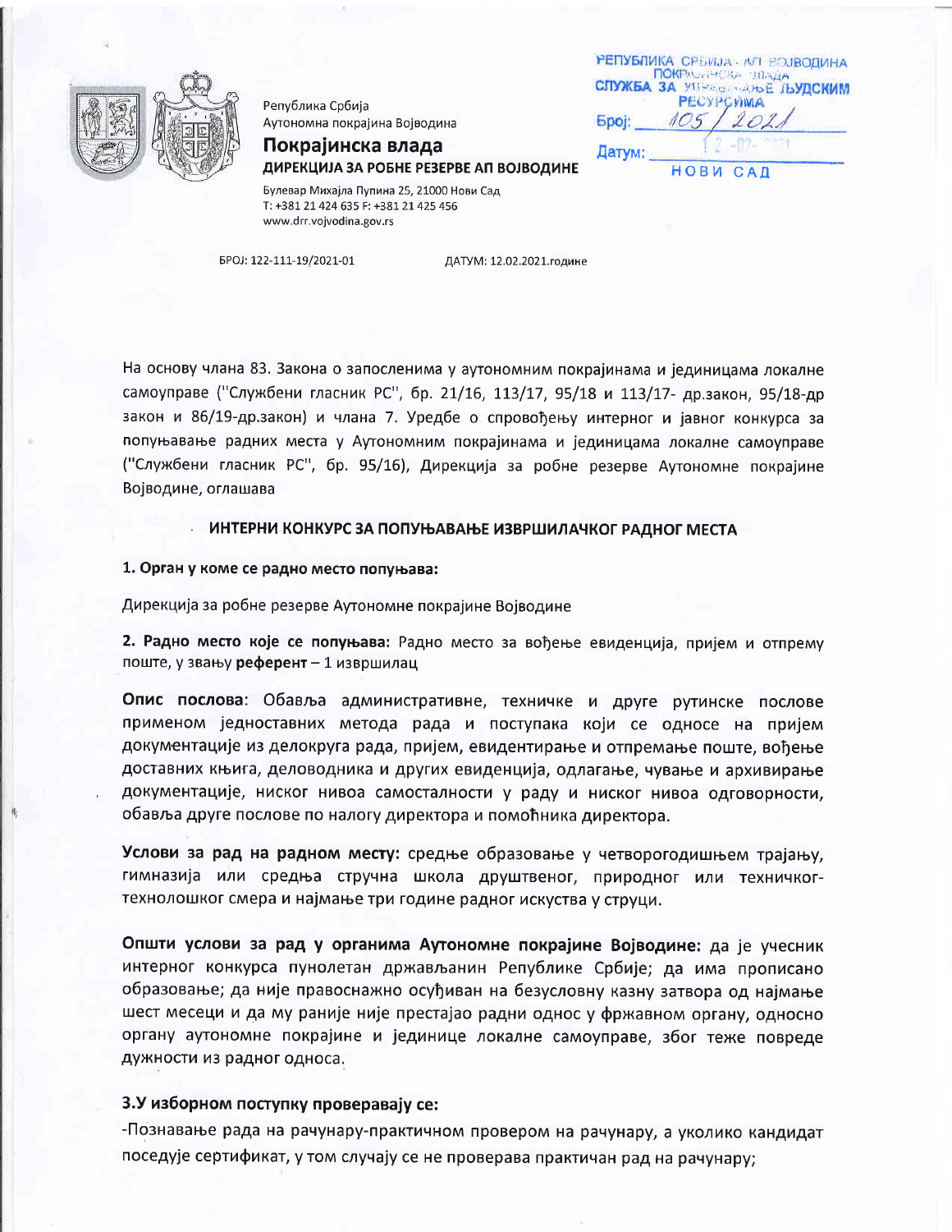Република Србија
Аутономна покрајина Војводина

**Покрајинска влада**

**ДИРЕКЦИЈА ЗА РОБНЕ РЕЗЕРВЕ АП ВОЈВОДИНЕ**

Булевар Михајла Пупина 25, 21000 Нови Сад
Т: +381 21 424 635 F: +381 21 425 456
www.drr.vojvodina.gov.rs

РЕПУБЛИКА СРБИЈА - АП ВОЈВОДИНА
ПОКРАЈИНСКА ВЛАДА
СЛУЖБА ЗА УПРАВЉАЊЕ ЉУДСКИМ РЕСУРСИМА
Број: 105 / 2021
Датум: 12-02-2021
НОВИ САД

БРОЈ: 122-111-19/2021-01 ДАТУМ: 12.02.2021.године

На основу члана 83. Закона о запосленима у аутономним покрајинама и јединицама локалне самоуправе ("Службени гласник РС", бр. 21/16, 113/17, 95/18 и 113/17- др.закон, 95/18-др закон и 86/19-др.закон) и члана 7. Уредбе о спровођењу интерног и јавног конкурса за попуњавање радних места у Аутономним покрајинама и јединицама локалне самоуправе ("Службени гласник РС", бр. 95/16), Дирекција за робне резерве Аутономне покрајине Војводине, оглашава

## ИНТЕРНИ КОНКУРС ЗА ПОПУЊАВАЊЕ ИЗВРШИЛАЧКОГ РАДНОГ МЕСТА

**1. Орган у коме се радно место попуњава:**

Дирекција за робне резерве Аутономне покрајине Војводине

**2. Радно место које се попуњава:** Радно место за вођење евиденција, пријем и отпрему поште, у звању **референт** – 1 извршилац

**Опис послова**: Обавља административне, техничке и друге рутинске послове применом једноставних метода рада и поступака који се односе на пријем документације из делокруга рада, пријем, евидентирање и отпремање поште, вођење доставних књига, деловодника и других евиденција, одлагање, чување и архивирање документације, ниског нивоа самосталности у раду и ниског нивоа одговорности, обавља друге послове по налогу директора и помоћника директора.

**Услови за рад на радном месту:** средње образовање у четворогодишњем трајању, гимназија или средња стручна школа друштвеног, природног или техничког-технолошког смера и најмање три године радног искуства у струци.

**Општи услови за рад у органима Аутономне покрајине Војводине:** да је учесник интерног конкурса пунолетан држављанин Републике Србије; да има прописано образовање; да није правоснажно осуђиван на безусловну казну затвора од најмање шест месеци и да му раније није престајао радни однос у фржавном органу, односно органу аутономне покрајине и јединице локалне самоуправе, због теже повреде дужности из радног односа.

**3.У изборном поступку проверавају се:**

-Познавање рада на рачунару-практичном провером на рачунару, а уколико кандидат поседује сертификат, у том случају се не проверава практичан рад на рачунару;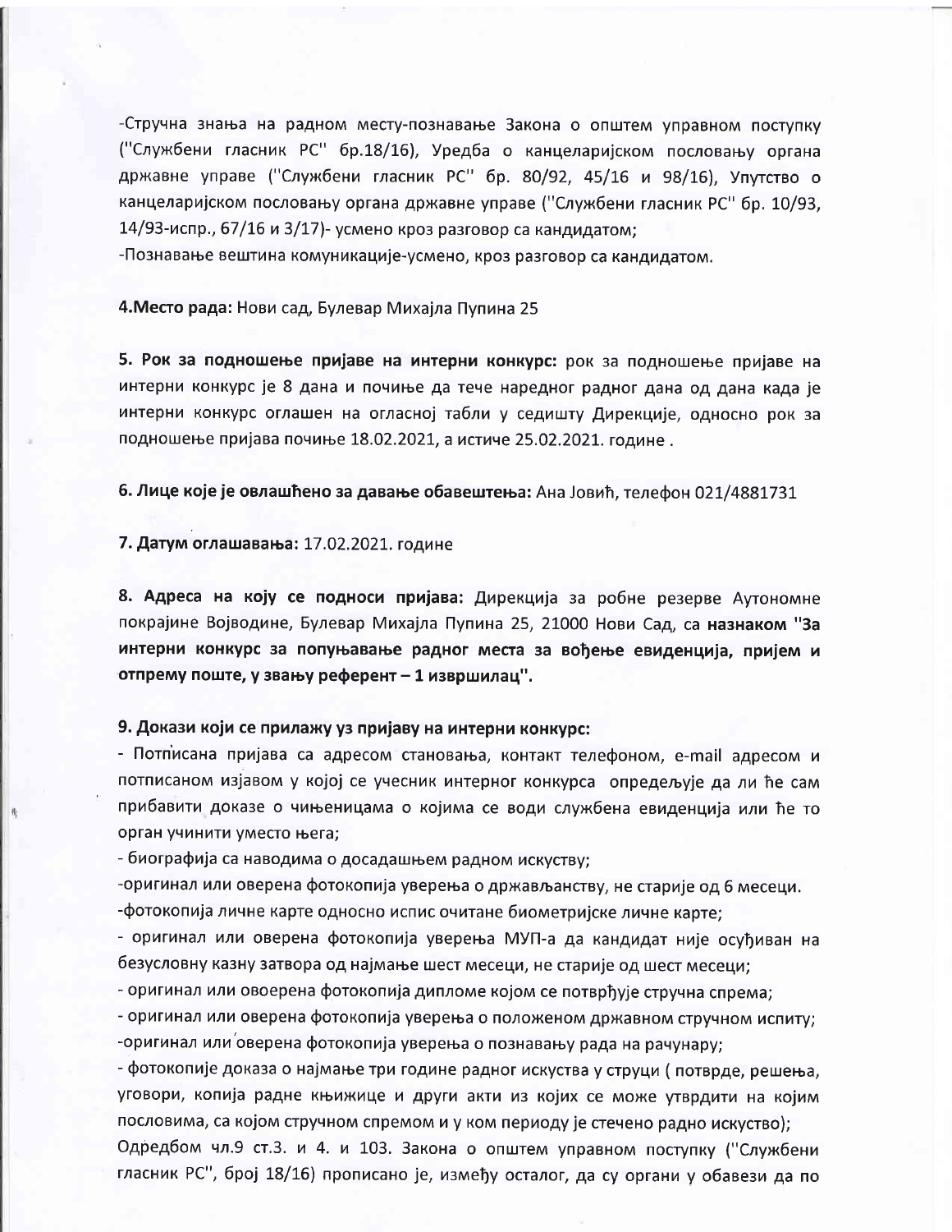-Стручна знања на радном месту-познавање Закона о општем управном поступку ("Службени гласник РС" бр.18/16), Уредба о канцеларијском пословању органа државне управе ("Службени гласник РС" бр. 80/92, 45/16 и 98/16), Упутство о канцеларијском пословању органа државне управе ("Службени гласник РС" бр. 10/93, 14/93-испр., 67/16 и 3/17)- усмено кроз разговор са кандидатом;

-Познавање вештина комуникације-усмено, кроз разговор са кандидатом.

**4.Место рада:** Нови сад, Булевар Михајла Пупина 25

**5. Рок за подношење пријаве на интерни конкурс:** рок за подношење пријаве на интерни конкурс је 8 дана и почиње да тече наредног радног дана од дана када је интерни конкурс оглашен на огласној табли у седишту Дирекције, односно рок за подношење пријава почиње 18.02.2021, а истиче 25.02.2021. године .

**6. Лице које је овлашћено за давање обавештења:** Ана Јовић, телефон 021/4881731

**7. Датум оглашавања:** 17.02.2021. године

**8. Адреса на коју се подноси пријава:** Дирекција за робне резерве Аутономне покрајине Војводине, Булевар Михајла Пупина 25, 21000 Нови Сад, са **назнаком "За интерни конкурс за попуњавање радног места за вођење евиденција, пријем и отпрему поште, у звању референт – 1 извршилац".**

**9. Докази који се прилажу уз пријаву на интерни конкурс:**

- Потписана пријава са адресом становања, контакт телефоном, e-mail адресом и потписаном изјавом у којој се учесник интерног конкурса опредељује да ли ће сам прибавити доказе о чињеницама о којима се води службена евиденција или ће то орган учинити уместо њега;
- биографија са наводима о досадашњем радном искуству;
- оригинал или оверена фотокопија уверења о држављанству, не старије од 6 месеци.
- фотокопија личне карте односно испис очитане биометријске личне карте;
- оригинал или оверена фотокопија уверења МУП-а да кандидат није осуђиван на безусловну казну затвора од најмање шест месеци, не старије од шест месеци;
- оригинал или овоерена фотокопија дипломе којом се потврђује стручна спрема;
- оригинал или оверена фотокопија уверења о положеном државном стручном испиту;
- оригинал или оверена фотокопија уверења о познавању рада на рачунару;
- фотокопије доказа о најмање три године радног искуства у струци ( потврде, решења, уговори, копија радне књижице и други акти из којих се може утврдити на којим пословима, са којом стручном спремом и у ком периоду је стечено радно искуство);

Одредбом чл.9 ст.3. и 4. и 103. Закона о општем управном поступку ("Службени гласник РС", број 18/16) прописано је, између осталог, да су органи у обавези да по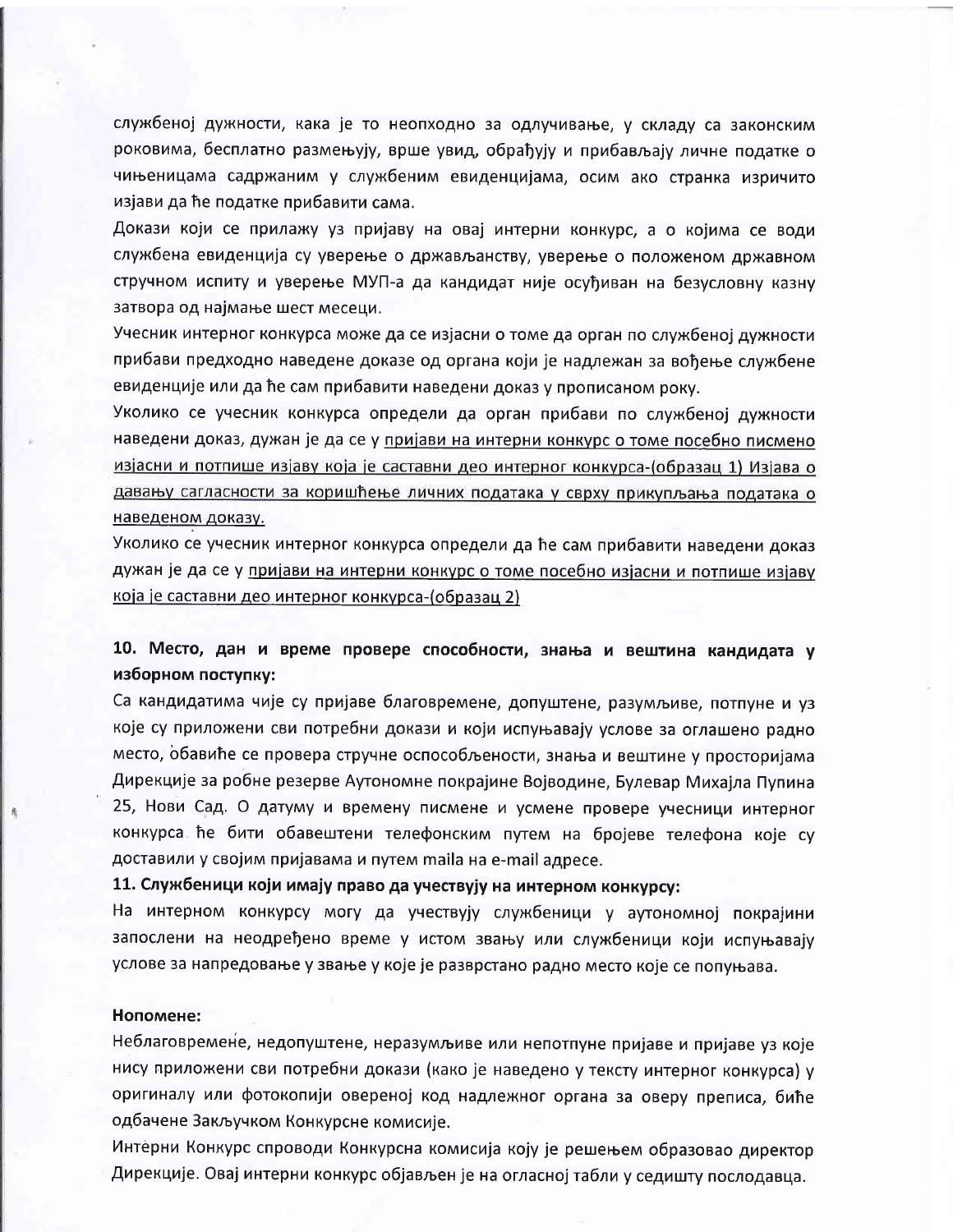службеној дужности, кака је то неопходно за одлучивање, у складу са законским роковима, бесплатно размењују, врше увид, обрађују и прибављају личне податке о чињеницама садржаним у службеним евиденцијама, осим ако странка изричито изјави да ће податке прибавити сама.

Докази који се прилажу уз пријаву на овај интерни конкурс, а о којима се води службена евиденција су уверење о држављанству, уверење о положеном државном стручном испиту и уверење МУП-а да кандидат није осуђиван на безусловну казну затвора од најмање шест месеци.

Учесник интерног конкурса може да се изјасни о томе да орган по службеној дужности прибави предходно наведене доказе од органа који је надлежан за вођење службене евиденције или да ће сам прибавити наведени доказ у прописаном року.

Уколико се учесник конкурса определи да орган прибави по службеној дужности наведени доказ, дужан је да се у пријави на интерни конкурс о томе посебно писмено изјасни и потпише изјаву која је саставни део интерног конкурса-(образац 1) Изјава о давању сагласности за коришћење личних података у сврху прикупљања података о наведеном доказу.

Уколико се учесник интерног конкурса определи да ће сам прибавити наведени доказ дужан је да се у пријави на интерни конкурс о томе посебно изјасни и потпише изјаву која је саставни део интерног конкурса-(образац 2)

## 10. Место, дан и време провере способности, знања и вештина кандидата у изборном поступку:

Са кандидатима чије су пријаве благовремене, допуштене, разумљиве, потпуне и уз које су приложени сви потребни докази и који испуњавају услове за оглашено радно место, обавиће се провера стручне оспособљености, знања и вештине у просторијама Дирекције за робне резерве Аутономне покрајине Војводине, Булевар Михајла Пупина 25, Нови Сад. О датуму и времену писмене и усмене провере учесници интерног конкурса ће бити обавештени телефонским путем на бројеве телефона које су доставили у својим пријавама и путем maila на e-mail адресе.

## 11. Службеници који имају право да учествују на интерном конкурсу:

На интерном конкурсу могу да учествују службеници у аутономној покрајини запослени на неодређено време у истом звању или службеници који испуњавају услове за напредовање у звање у које је разврстано радно место које се попуњава.

**Нопомене:**

Неблаговремене, недопуштене, неразумљиве или непотпуне пријаве и пријаве уз које нису приложени сви потребни докази (како је наведено у тексту интерног конкурса) у оригиналу или фотокопији овереној код надлежног органа за оверу преписа, биће одбачене Закључком Конкурсне комисије.

Интерни Конкурс спроводи Конкурсна комисија коју је решењем образовао директор Дирекције. Овај интерни конкурс објављен је на огласној табли у седишту послодавца.